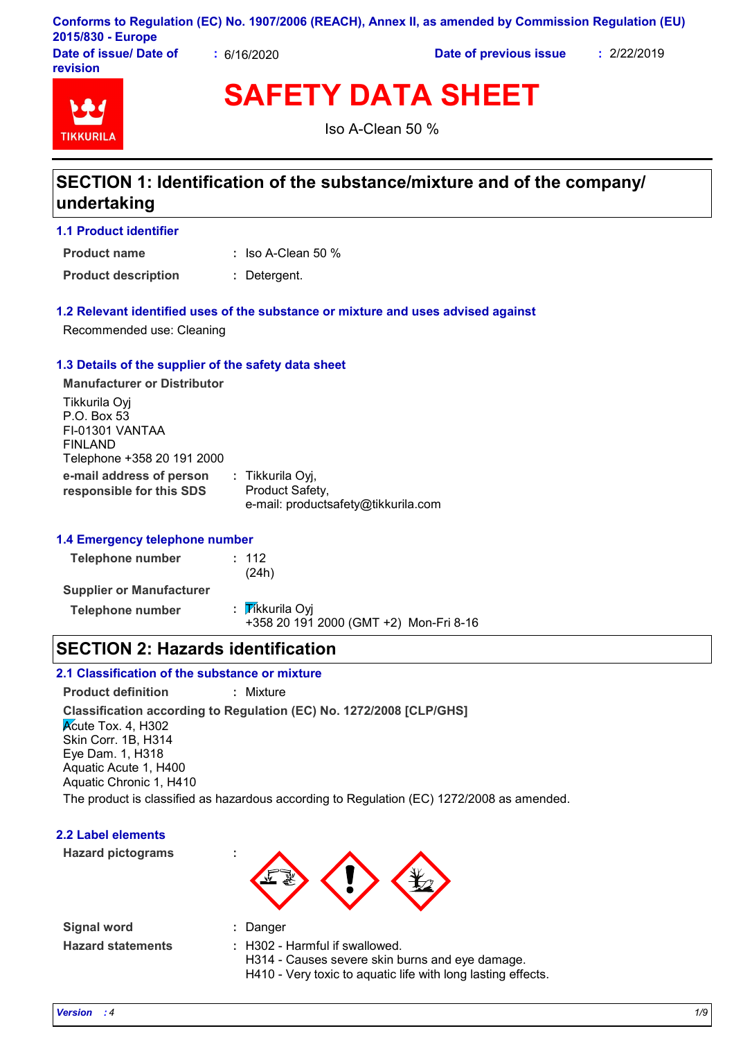Conforms to Regulation (EC) No. 1907/2006 (REACH), Annex II, as amended by Commission Regulation (EU) 2015/830 - Europe

**Date of issue/ Date of revision** : 6/16/2020 **Date of previous issue** : 2/22/2019

TIKKURILA

# SAFETY DATA SHEET

Iso A-Clean 50 %

## SECTION 1: Identification of the substance/mixture and of the company/ undertaking

### 1.1 Product identifier

**Product name** : Iso A-Clean 50 %

**Product description** : Detergent.

### 1.2 Relevant identified uses of the substance or mixture and uses advised against

Recommended use: Cleaning

### 1.3 Details of the supplier of the safety data sheet

**Manufacturer or Distributor**

Tikkurila Oyj
P.O. Box 53
FI-01301 VANTAA
FINLAND
Telephone +358 20 191 2000

**e-mail address of person responsible for this SDS** : Tikkurila Oyj,
Product Safety,
e-mail: productsafety@tikkurila.com

### 1.4 Emergency telephone number

**Telephone number** : 112
(24h)

**Supplier or Manufacturer**

**Telephone number** : Tikkurila Oyj
+358 20 191 2000 (GMT +2) Mon-Fri 8-16

## SECTION 2: Hazards identification

### 2.1 Classification of the substance or mixture

**Product definition** : Mixture

**Classification according to Regulation (EC) No. 1272/2008 [CLP/GHS]**

Acute Tox. 4, H302
Skin Corr. 1B, H314
Eye Dam. 1, H318
Aquatic Acute 1, H400
Aquatic Chronic 1, H410

The product is classified as hazardous according to Regulation (EC) 1272/2008 as amended.

### 2.2 Label elements

**Hazard pictograms** :

**Signal word** : Danger

**Hazard statements** : H302 - Harmful if swallowed.
H314 - Causes severe skin burns and eye damage.
H410 - Very toxic to aquatic life with long lasting effects.

*Version : 4*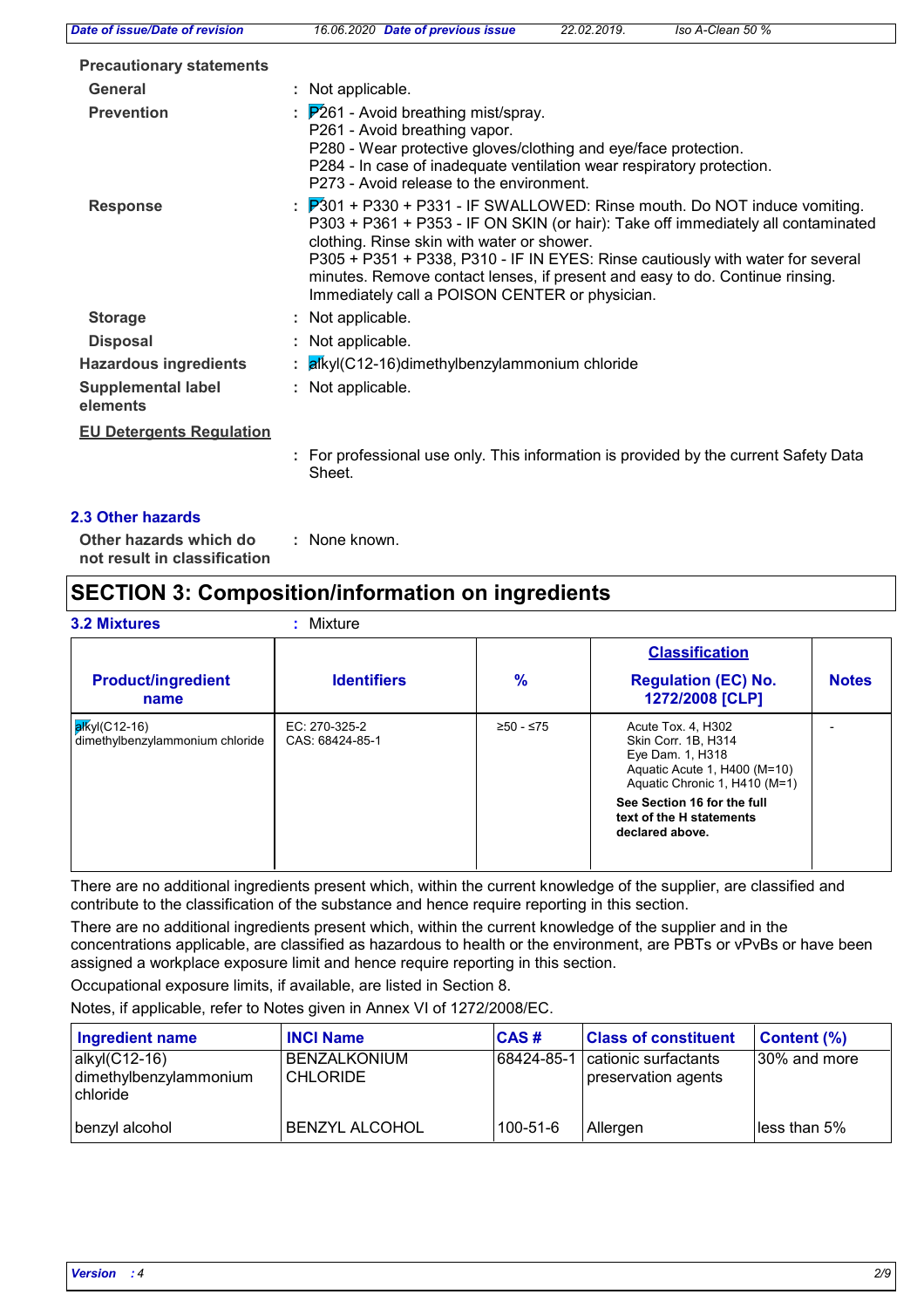### Precautionary statements

| | | |
|---|---|---|
| General | : | Not applicable. |
| Prevention | : | P261 - Avoid breathing mist/spray.<br>P261 - Avoid breathing vapor.<br>P280 - Wear protective gloves/clothing and eye/face protection.<br>P284 - In case of inadequate ventilation wear respiratory protection.<br>P273 - Avoid release to the environment. |
| Response | : | P301 + P330 + P331 - IF SWALLOWED: Rinse mouth. Do NOT induce vomiting.<br>P303 + P361 + P353 - IF ON SKIN (or hair): Take off immediately all contaminated clothing. Rinse skin with water or shower.<br>P305 + P351 + P338, P310 - IF IN EYES: Rinse cautiously with water for several minutes. Remove contact lenses, if present and easy to do. Continue rinsing. Immediately call a POISON CENTER or physician. |
| Storage | : | Not applicable. |
| Disposal | : | Not applicable. |
| Hazardous ingredients | : | alkyl(C12-16)dimethylbenzylammonium chloride |
| Supplemental label elements | : | Not applicable. |

**EU Detergents Regulation**

: For professional use only. This information is provided by the current Safety Data Sheet.

### 2.3 Other hazards

**Other hazards which do not result in classification** : None known.

## SECTION 3: Composition/information on ingredients

**3.2 Mixtures** : Mixture

| Product/ingredient name | Identifiers | % | Classification<br>Regulation (EC) No. 1272/2008 [CLP] | Notes |
|---|---|---|---|---|
| alkyl(C12-16) dimethylbenzylammonium chloride | EC: 270-325-2<br>CAS: 68424-85-1 | ≥50 - ≤75 | Acute Tox. 4, H302<br>Skin Corr. 1B, H314<br>Eye Dam. 1, H318<br>Aquatic Acute 1, H400 (M=10)<br>Aquatic Chronic 1, H410 (M=1)<br>**See Section 16 for the full text of the H statements declared above.** | - |

There are no additional ingredients present which, within the current knowledge of the supplier, are classified and contribute to the classification of the substance and hence require reporting in this section.

There are no additional ingredients present which, within the current knowledge of the supplier and in the concentrations applicable, are classified as hazardous to health or the environment, are PBTs or vPvBs or have been assigned a workplace exposure limit and hence require reporting in this section.

Occupational exposure limits, if available, are listed in Section 8.

Notes, if applicable, refer to Notes given in Annex VI of 1272/2008/EC.

| Ingredient name | INCI Name | CAS # | Class of constituent | Content (%) |
|---|---|---|---|---|
| alkyl(C12-16) dimethylbenzylammonium chloride | BENZALKONIUM CHLORIDE | 68424-85-1 | cationic surfactants<br>preservation agents | 30% and more |
| benzyl alcohol | BENZYL ALCOHOL | 100-51-6 | Allergen | less than 5% |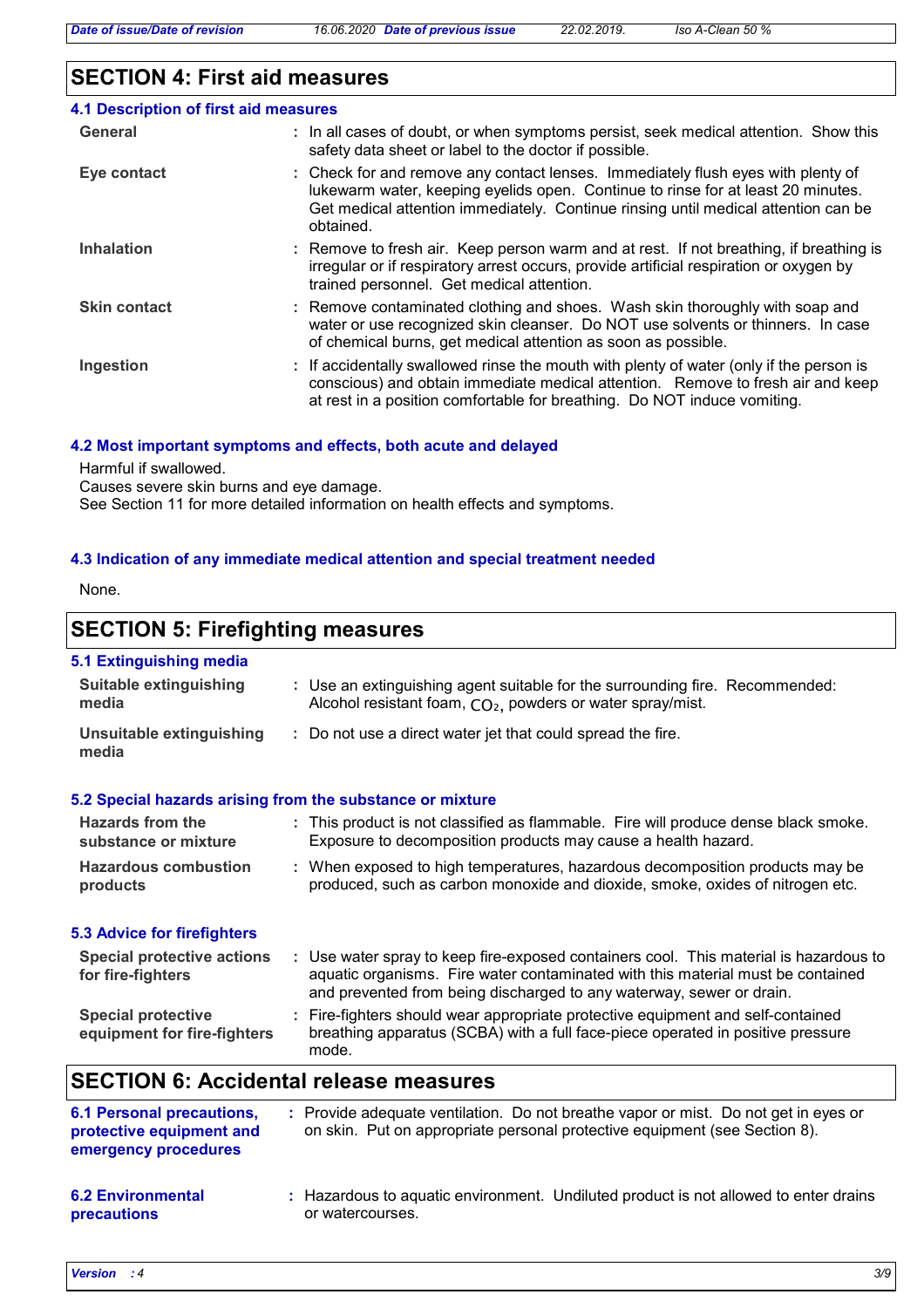## SECTION 4: First aid measures

### 4.1 Description of first aid measures

| | |
|---|---|
| **General** | : In all cases of doubt, or when symptoms persist, seek medical attention. Show this safety data sheet or label to the doctor if possible. |
| **Eye contact** | : Check for and remove any contact lenses. Immediately flush eyes with plenty of lukewarm water, keeping eyelids open. Continue to rinse for at least 20 minutes. Get medical attention immediately. Continue rinsing until medical attention can be obtained. |
| **Inhalation** | : Remove to fresh air. Keep person warm and at rest. If not breathing, if breathing is irregular or if respiratory arrest occurs, provide artificial respiration or oxygen by trained personnel. Get medical attention. |
| **Skin contact** | : Remove contaminated clothing and shoes. Wash skin thoroughly with soap and water or use recognized skin cleanser. Do NOT use solvents or thinners. In case of chemical burns, get medical attention as soon as possible. |
| **Ingestion** | : If accidentally swallowed rinse the mouth with plenty of water (only if the person is conscious) and obtain immediate medical attention. Remove to fresh air and keep at rest in a position comfortable for breathing. Do NOT induce vomiting. |

### 4.2 Most important symptoms and effects, both acute and delayed

Harmful if swallowed.
Causes severe skin burns and eye damage.
See Section 11 for more detailed information on health effects and symptoms.

### 4.3 Indication of any immediate medical attention and special treatment needed

None.

## SECTION 5: Firefighting measures

### 5.1 Extinguishing media

| | |
|---|---|
| **Suitable extinguishing media** | : Use an extinguishing agent suitable for the surrounding fire. Recommended: Alcohol resistant foam, $CO_2$, powders or water spray/mist. |
| **Unsuitable extinguishing media** | : Do not use a direct water jet that could spread the fire. |

### 5.2 Special hazards arising from the substance or mixture

| | |
|---|---|
| **Hazards from the substance or mixture** | : This product is not classified as flammable. Fire will produce dense black smoke. Exposure to decomposition products may cause a health hazard. |
| **Hazardous combustion products** | : When exposed to high temperatures, hazardous decomposition products may be produced, such as carbon monoxide and dioxide, smoke, oxides of nitrogen etc. |

### 5.3 Advice for firefighters

| | |
|---|---|
| **Special protective actions for fire-fighters** | : Use water spray to keep fire-exposed containers cool. This material is hazardous to aquatic organisms. Fire water contaminated with this material must be contained and prevented from being discharged to any waterway, sewer or drain. |
| **Special protective equipment for fire-fighters** | : Fire-fighters should wear appropriate protective equipment and self-contained breathing apparatus (SCBA) with a full face-piece operated in positive pressure mode. |

## SECTION 6: Accidental release measures

| | |
|---|---|
| **6.1 Personal precautions, protective equipment and emergency procedures** | : Provide adequate ventilation. Do not breathe vapor or mist. Do not get in eyes or on skin. Put on appropriate personal protective equipment (see Section 8). |
| **6.2 Environmental precautions** | : Hazardous to aquatic environment. Undiluted product is not allowed to enter drains or watercourses. |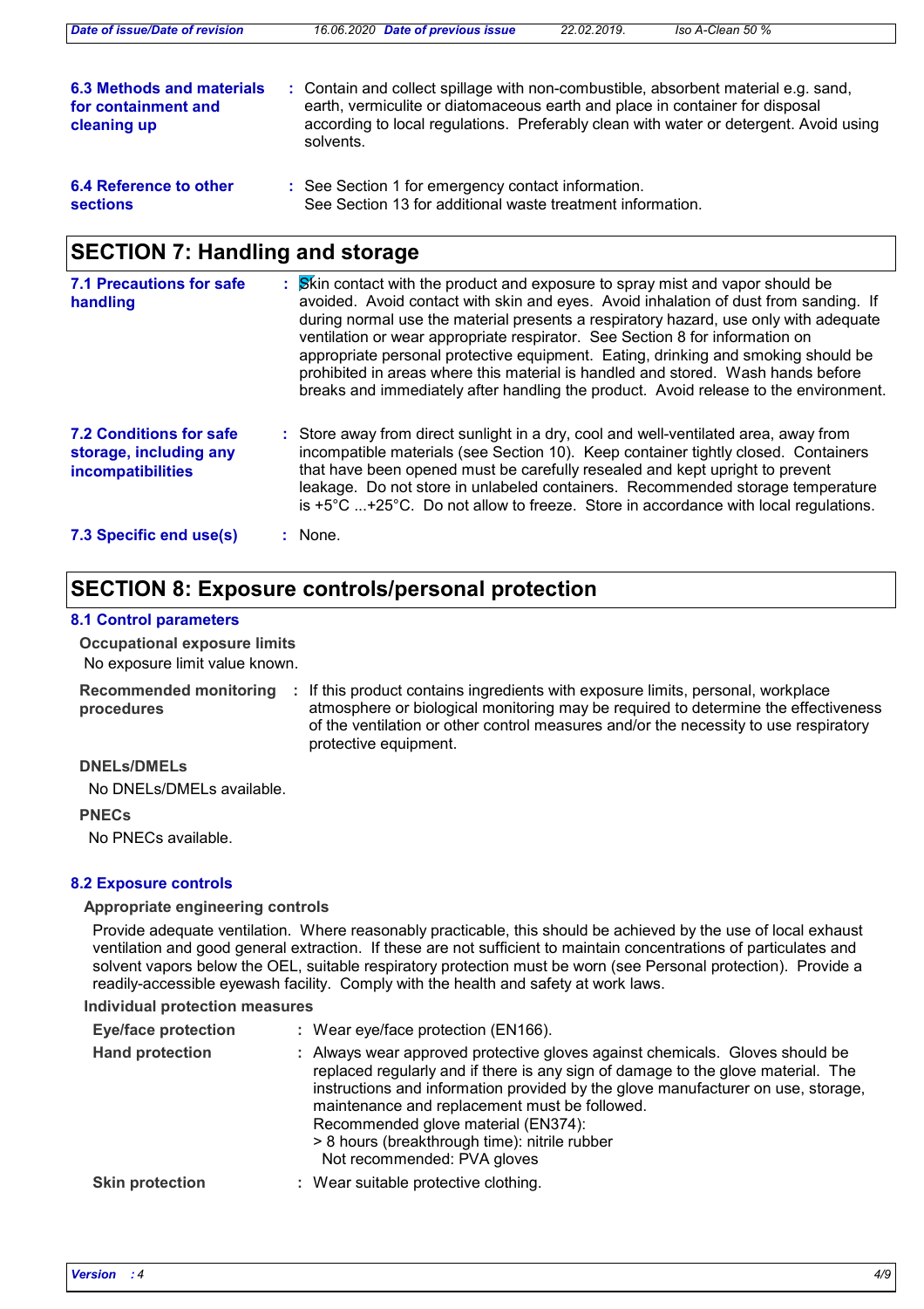**6.3 Methods and materials for containment and cleaning up** : Contain and collect spillage with non-combustible, absorbent material e.g. sand, earth, vermiculite or diatomaceous earth and place in container for disposal according to local regulations. Preferably clean with water or detergent. Avoid using solvents.

**6.4 Reference to other sections** : See Section 1 for emergency contact information.
See Section 13 for additional waste treatment information.

## SECTION 7: Handling and storage

**7.1 Precautions for safe handling** : Skin contact with the product and exposure to spray mist and vapor should be avoided. Avoid contact with skin and eyes. Avoid inhalation of dust from sanding. If during normal use the material presents a respiratory hazard, use only with adequate ventilation or wear appropriate respirator. See Section 8 for information on appropriate personal protective equipment. Eating, drinking and smoking should be prohibited in areas where this material is handled and stored. Wash hands before breaks and immediately after handling the product. Avoid release to the environment.

**7.2 Conditions for safe storage, including any incompatibilities** : Store away from direct sunlight in a dry, cool and well-ventilated area, away from incompatible materials (see Section 10). Keep container tightly closed. Containers that have been opened must be carefully resealed and kept upright to prevent leakage. Do not store in unlabeled containers. Recommended storage temperature is +5°C ...+25°C. Do not allow to freeze. Store in accordance with local regulations.

**7.3 Specific end use(s)** : None.

## SECTION 8: Exposure controls/personal protection

### 8.1 Control parameters

**Occupational exposure limits**

No exposure limit value known.

**Recommended monitoring procedures** : If this product contains ingredients with exposure limits, personal, workplace atmosphere or biological monitoring may be required to determine the effectiveness of the ventilation or other control measures and/or the necessity to use respiratory protective equipment.

**DNELs/DMELs**

No DNELs/DMELs available.

**PNECs**

No PNECs available.

### 8.2 Exposure controls

**Appropriate engineering controls**

Provide adequate ventilation. Where reasonably practicable, this should be achieved by the use of local exhaust ventilation and good general extraction. If these are not sufficient to maintain concentrations of particulates and solvent vapors below the OEL, suitable respiratory protection must be worn (see Personal protection). Provide a readily-accessible eyewash facility. Comply with the health and safety at work laws.

**Individual protection measures**

**Eye/face protection** : Wear eye/face protection (EN166).

**Hand protection** : Always wear approved protective gloves against chemicals. Gloves should be replaced regularly and if there is any sign of damage to the glove material. The instructions and information provided by the glove manufacturer on use, storage, maintenance and replacement must be followed.
Recommended glove material (EN374):
> 8 hours (breakthrough time): nitrile rubber
Not recommended: PVA gloves

**Skin protection** : Wear suitable protective clothing.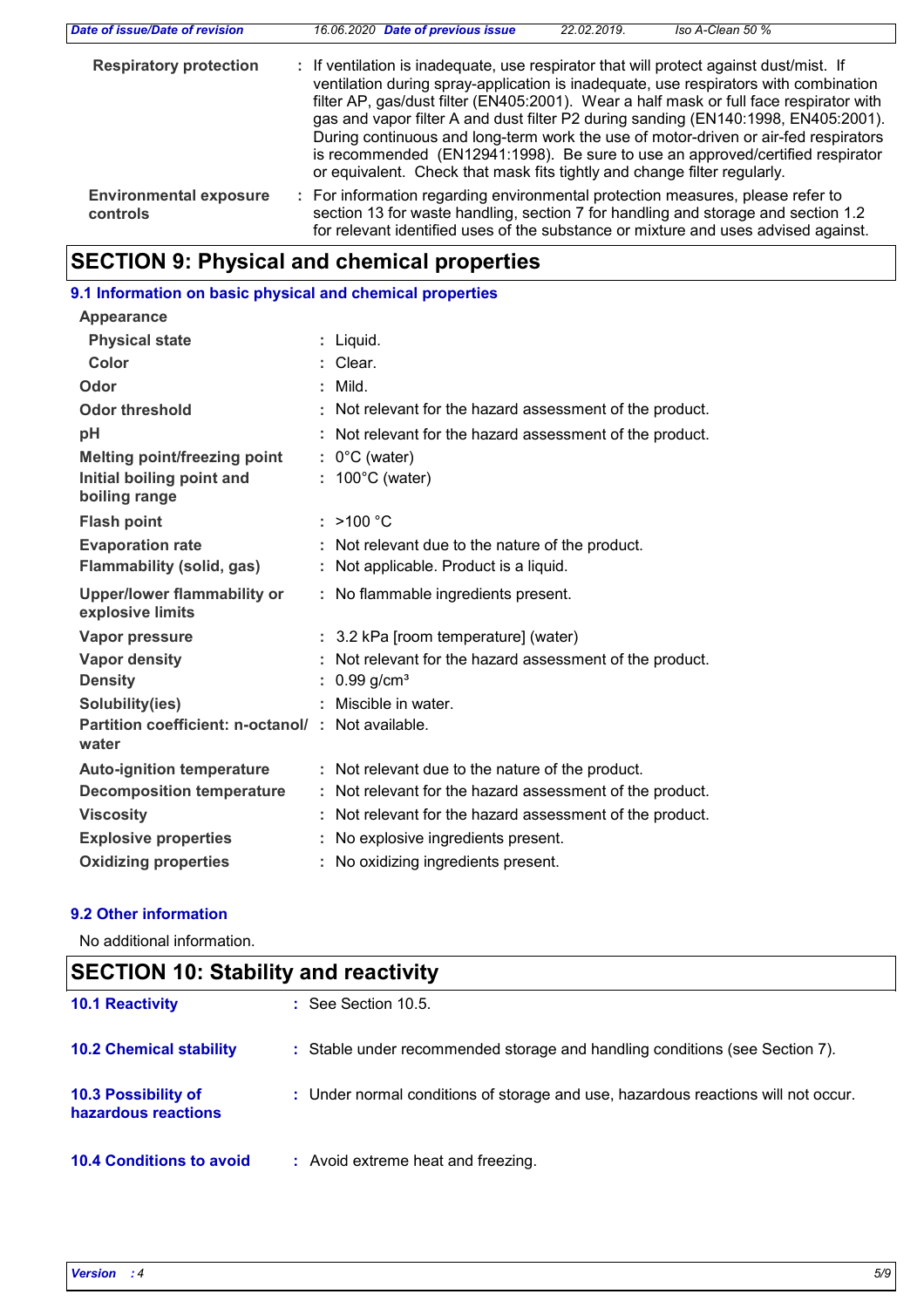| | | |
|---|---|---|
| **Respiratory protection** | : | If ventilation is inadequate, use respirator that will protect against dust/mist. If ventilation during spray-application is inadequate, use respirators with combination filter AP, gas/dust filter (EN405:2001). Wear a half mask or full face respirator with gas and vapor filter A and dust filter P2 during sanding (EN140:1998, EN405:2001). During continuous and long-term work the use of motor-driven or air-fed respirators is recommended (EN12941:1998). Be sure to use an approved/certified respirator or equivalent. Check that mask fits tightly and change filter regularly. |
| **Environmental exposure controls** | : | For information regarding environmental protection measures, please refer to section 13 for waste handling, section 7 for handling and storage and section 1.2 for relevant identified uses of the substance or mixture and uses advised against. |

# SECTION 9: Physical and chemical properties

## 9.1 Information on basic physical and chemical properties

| | | |
|---|---|---|
| **Appearance** | | |
| **Physical state** | : | Liquid. |
| **Color** | : | Clear. |
| **Odor** | : | Mild. |
| **Odor threshold** | : | Not relevant for the hazard assessment of the product. |
| **pH** | : | Not relevant for the hazard assessment of the product. |
| **Melting point/freezing point** | : | 0°C (water) |
| **Initial boiling point and boiling range** | : | 100°C (water) |
| **Flash point** | : | >100 °C |
| **Evaporation rate** | : | Not relevant due to the nature of the product. |
| **Flammability (solid, gas)** | : | Not applicable. Product is a liquid. |
| **Upper/lower flammability or explosive limits** | : | No flammable ingredients present. |
| **Vapor pressure** | : | 3.2 kPa [room temperature] (water) |
| **Vapor density** | : | Not relevant for the hazard assessment of the product. |
| **Density** | : | 0.99 g/cm³ |
| **Solubility(ies)** | : | Miscible in water. |
| **Partition coefficient: n-octanol/ water** | : | Not available. |
| **Auto-ignition temperature** | : | Not relevant due to the nature of the product. |
| **Decomposition temperature** | : | Not relevant for the hazard assessment of the product. |
| **Viscosity** | : | Not relevant for the hazard assessment of the product. |
| **Explosive properties** | : | No explosive ingredients present. |
| **Oxidizing properties** | : | No oxidizing ingredients present. |

## 9.2 Other information

No additional information.

# SECTION 10: Stability and reactivity

| | | |
|---|---|---|
| **10.1 Reactivity** | : | See Section 10.5. |
| **10.2 Chemical stability** | : | Stable under recommended storage and handling conditions (see Section 7). |
| **10.3 Possibility of hazardous reactions** | : | Under normal conditions of storage and use, hazardous reactions will not occur. |
| **10.4 Conditions to avoid** | : | Avoid extreme heat and freezing. |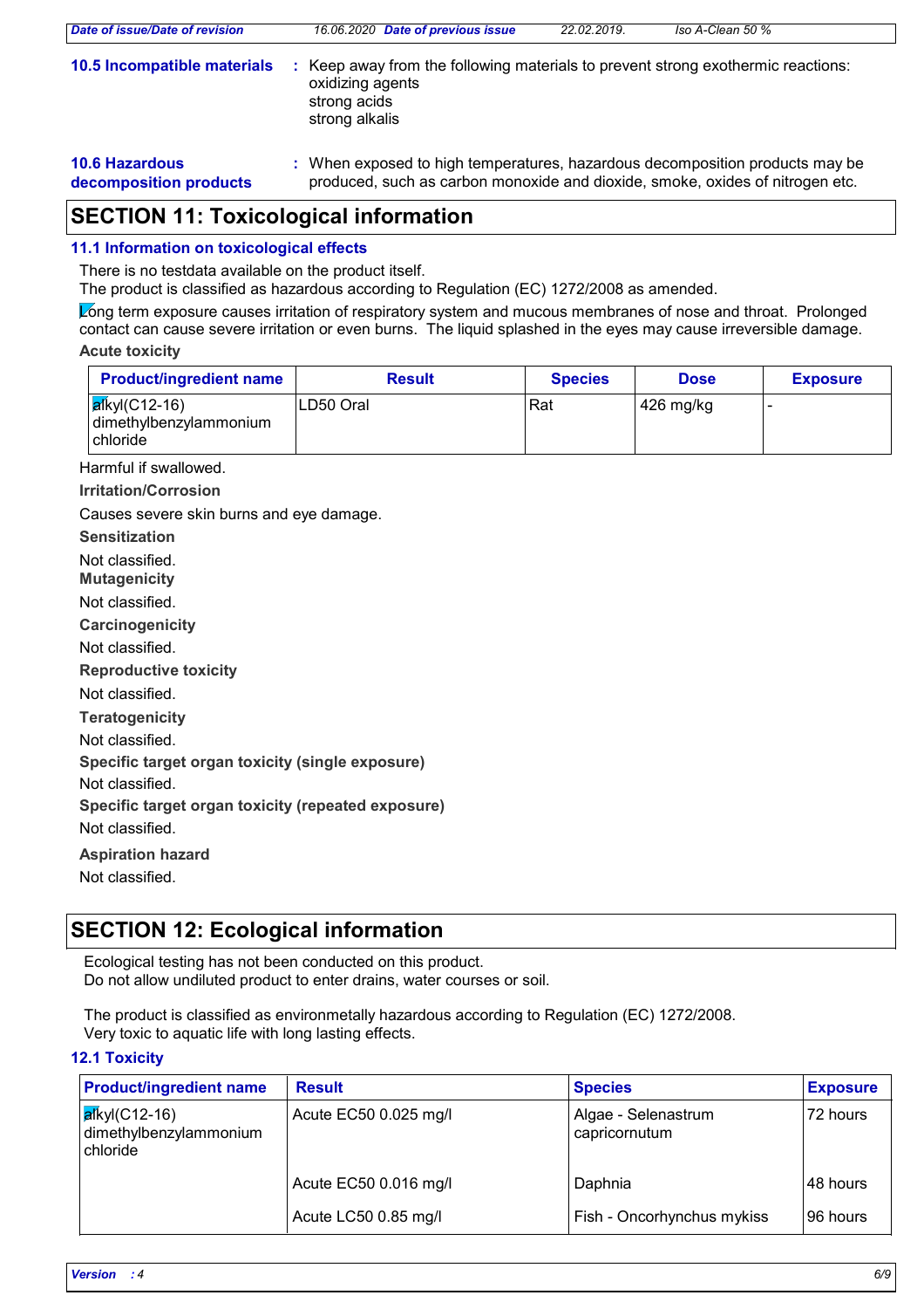**10.5 Incompatible materials** : Keep away from the following materials to prevent strong exothermic reactions:
oxidizing agents
strong acids
strong alkalis

**10.6 Hazardous decomposition products** : When exposed to high temperatures, hazardous decomposition products may be produced, such as carbon monoxide and dioxide, smoke, oxides of nitrogen etc.

## SECTION 11: Toxicological information

### 11.1 Information on toxicological effects

There is no testdata available on the product itself.
The product is classified as hazardous according to Regulation (EC) 1272/2008 as amended.

Long term exposure causes irritation of respiratory system and mucous membranes of nose and throat. Prolonged contact can cause severe irritation or even burns. The liquid splashed in the eyes may cause irreversible damage.

**Acute toxicity**

| Product/ingredient name | Result | Species | Dose | Exposure |
|---|---|---|---|---|
| alkyl(C12-16) dimethylbenzylammonium chloride | LD50 Oral | Rat | 426 mg/kg | - |

Harmful if swallowed.

**Irritation/Corrosion**

Causes severe skin burns and eye damage.

**Sensitization**

Not classified.

**Mutagenicity**

Not classified.

**Carcinogenicity**

Not classified.

**Reproductive toxicity**

Not classified.

**Teratogenicity**

Not classified.

**Specific target organ toxicity (single exposure)**

Not classified.

**Specific target organ toxicity (repeated exposure)**

Not classified.

**Aspiration hazard**

Not classified.

## SECTION 12: Ecological information

Ecological testing has not been conducted on this product.
Do not allow undiluted product to enter drains, water courses or soil.

The product is classified as environmetally hazardous according to Regulation (EC) 1272/2008.
Very toxic to aquatic life with long lasting effects.

### 12.1 Toxicity

| Product/ingredient name | Result | Species | Exposure |
|---|---|---|---|
| alkyl(C12-16) dimethylbenzylammonium chloride | Acute EC50 0.025 mg/l | Algae - Selenastrum capricornutum | 72 hours |
| | Acute EC50 0.016 mg/l | Daphnia | 48 hours |
| | Acute LC50 0.85 mg/l | Fish - Oncorhynchus mykiss | 96 hours |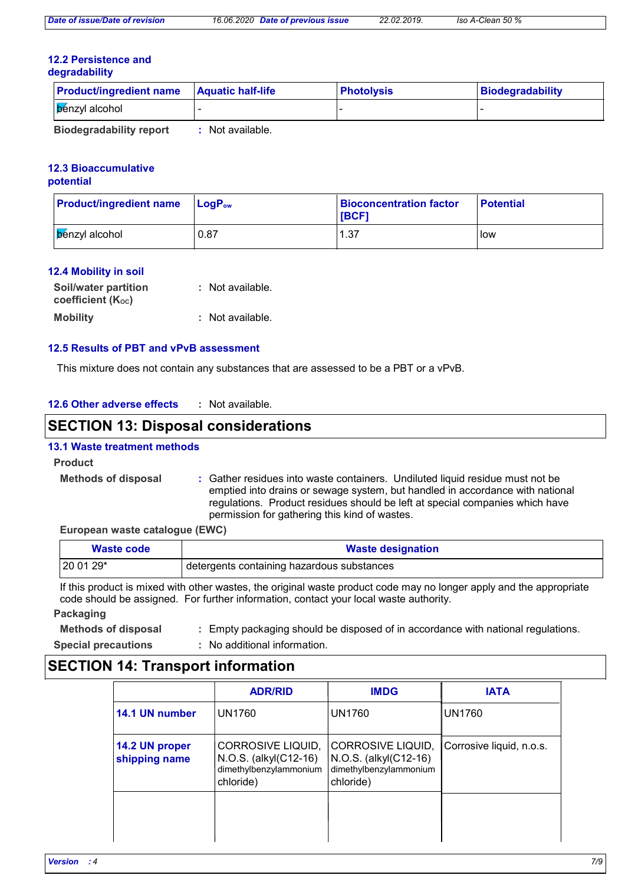### 12.2 Persistence and degradability

| Product/ingredient name | Aquatic half-life | Photolysis | Biodegradability |
|---|---|---|---|
| benzyl alcohol | - | - | - |

**Biodegradability report** : Not available.

### 12.3 Bioaccumulative potential

| Product/ingredient name | $LogP_{ow}$ | Bioconcentration factor [BCF] | Potential |
|---|---|---|---|
| benzyl alcohol | 0.87 | 1.37 | low |

### 12.4 Mobility in soil

**Soil/water partition coefficient ($K_{OC}$)** : Not available.

**Mobility** : Not available.

### 12.5 Results of PBT and vPvB assessment

This mixture does not contain any substances that are assessed to be a PBT or a vPvB.

### 12.6 Other adverse effects : Not available.

## SECTION 13: Disposal considerations

### 13.1 Waste treatment methods

**Product**

**Methods of disposal** : Gather residues into waste containers. Undiluted liquid residue must not be emptied into drains or sewage system, but handled in accordance with national regulations. Product residues should be left at special companies which have permission for gathering this kind of wastes.

**European waste catalogue (EWC)**

| Waste code | Waste designation |
|---|---|
| 20 01 29* | detergents containing hazardous substances |

If this product is mixed with other wastes, the original waste product code may no longer apply and the appropriate code should be assigned. For further information, contact your local waste authority.

**Packaging**

**Methods of disposal** : Empty packaging should be disposed of in accordance with national regulations.

**Special precautions** : No additional information.

## SECTION 14: Transport information

| | ADR/RID | IMDG | IATA |
|---|---|---|---|
| **14.1 UN number** | UN1760 | UN1760 | UN1760 |
| **14.2 UN proper shipping name** | CORROSIVE LIQUID, N.O.S. (alkyl(C12-16) dimethylbenzylammonium chloride) | CORROSIVE LIQUID, N.O.S. (alkyl(C12-16) dimethylbenzylammonium chloride) | Corrosive liquid, n.o.s. |
| | | | |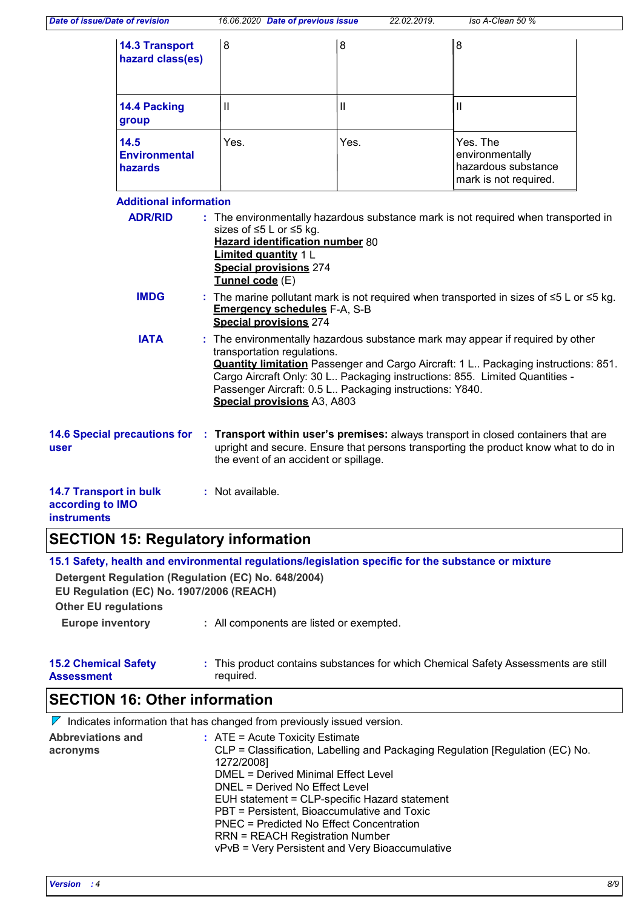| | | | |
|---|---|---|---|
| **14.3 Transport hazard class(es)** | 8 | 8 | 8 |
| **14.4 Packing group** | II | II | II |
| **14.5 Environmental hazards** | Yes. | Yes. | Yes. The environmentally hazardous substance mark is not required. |

**Additional information**

**ADR/RID** : The environmentally hazardous substance mark is not required when transported in sizes of ≤5 L or ≤5 kg.
**Hazard identification number** 80
**Limited quantity** 1 L
**Special provisions** 274
**Tunnel code** (E)

**IMDG** : The marine pollutant mark is not required when transported in sizes of ≤5 L or ≤5 kg.
**Emergency schedules** F-A, S-B
**Special provisions** 274

**IATA** : The environmentally hazardous substance mark may appear if required by other transportation regulations.
**Quantity limitation** Passenger and Cargo Aircraft: 1 L.. Packaging instructions: 851. Cargo Aircraft Only: 30 L.. Packaging instructions: 855. Limited Quantities - Passenger Aircraft: 0.5 L.. Packaging instructions: Y840.
**Special provisions** A3, A803

**14.6 Special precautions for user** : **Transport within user's premises:** always transport in closed containers that are upright and secure. Ensure that persons transporting the product know what to do in the event of an accident or spillage.

**14.7 Transport in bulk according to IMO instruments** : Not available.

## SECTION 15: Regulatory information

**15.1 Safety, health and environmental regulations/legislation specific for the substance or mixture**

**Detergent Regulation (Regulation (EC) No. 648/2004)**

**EU Regulation (EC) No. 1907/2006 (REACH)**

**Other EU regulations**

**Europe inventory** : All components are listed or exempted.

**15.2 Chemical Safety Assessment** : This product contains substances for which Chemical Safety Assessments are still required.

## SECTION 16: Other information

Indicates information that has changed from previously issued version.

**Abbreviations and acronyms** :
ATE = Acute Toxicity Estimate
CLP = Classification, Labelling and Packaging Regulation [Regulation (EC) No. 1272/2008]
DMEL = Derived Minimal Effect Level
DNEL = Derived No Effect Level
EUH statement = CLP-specific Hazard statement
PBT = Persistent, Bioaccumulative and Toxic
PNEC = Predicted No Effect Concentration
RRN = REACH Registration Number
vPvB = Very Persistent and Very Bioaccumulative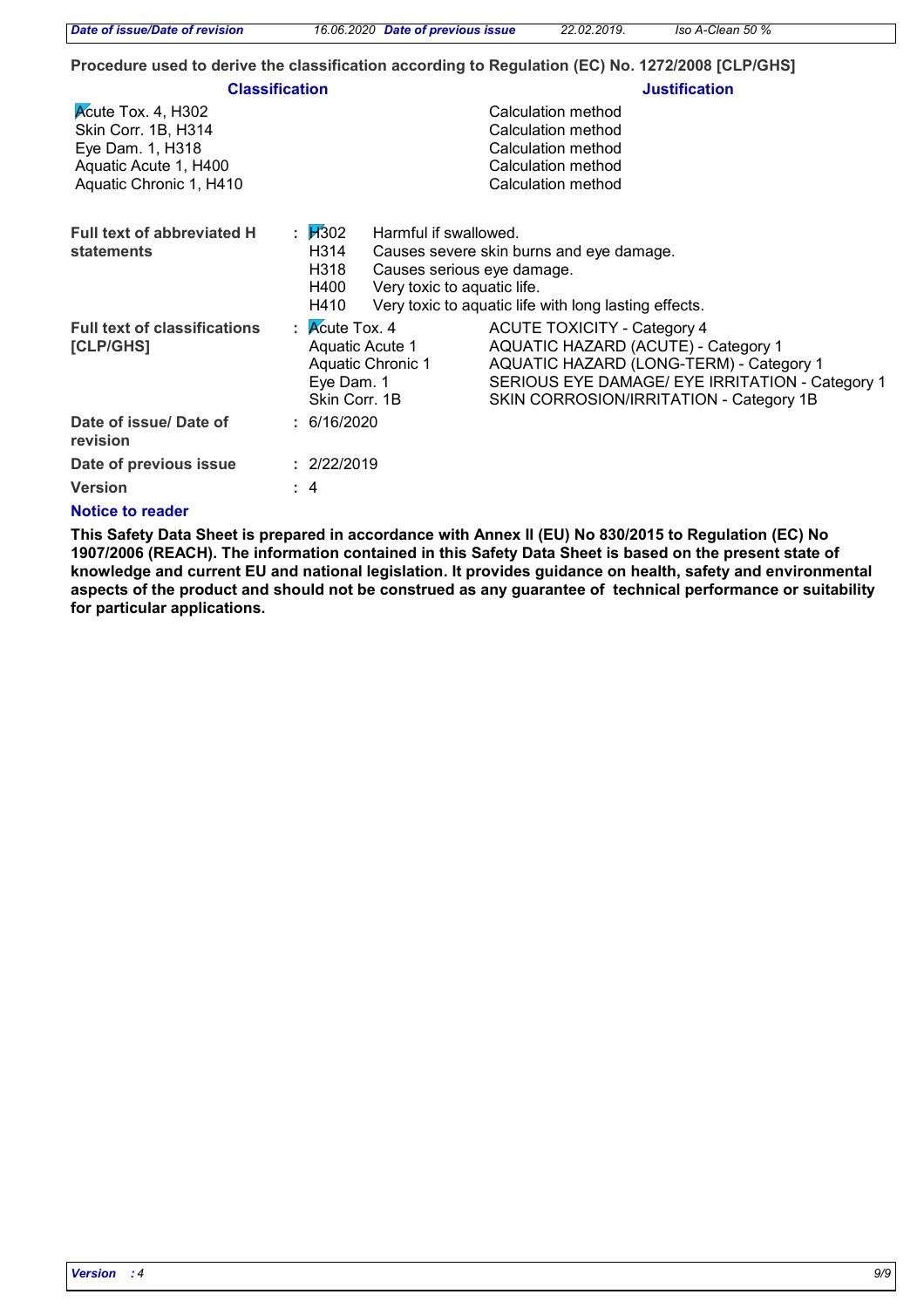**Procedure used to derive the classification according to Regulation (EC) No. 1272/2008 [CLP/GHS]**

| Classification | Justification |
| --- | --- |
| Acute Tox. 4, H302 | Calculation method |
| Skin Corr. 1B, H314 | Calculation method |
| Eye Dam. 1, H318 | Calculation method |
| Aquatic Acute 1, H400 | Calculation method |
| Aquatic Chronic 1, H410 | Calculation method |

**Full text of abbreviated H statements** :

| | |
| --- | --- |
| H302 | Harmful if swallowed. |
| H314 | Causes severe skin burns and eye damage. |
| H318 | Causes serious eye damage. |
| H400 | Very toxic to aquatic life. |
| H410 | Very toxic to aquatic life with long lasting effects. |

**Full text of classifications [CLP/GHS]** :

| | |
| --- | --- |
| Acute Tox. 4 | ACUTE TOXICITY - Category 4 |
| Aquatic Acute 1 | AQUATIC HAZARD (ACUTE) - Category 1 |
| Aquatic Chronic 1 | AQUATIC HAZARD (LONG-TERM) - Category 1 |
| Eye Dam. 1 | SERIOUS EYE DAMAGE/ EYE IRRITATION - Category 1 |
| Skin Corr. 1B | SKIN CORROSION/IRRITATION - Category 1B |

**Date of issue/ Date of revision** : 6/16/2020

**Date of previous issue** : 2/22/2019

**Version** : 4

## Notice to reader

**This Safety Data Sheet is prepared in accordance with Annex II (EU) No 830/2015 to Regulation (EC) No 1907/2006 (REACH). The information contained in this Safety Data Sheet is based on the present state of knowledge and current EU and national legislation. It provides guidance on health, safety and environmental aspects of the product and should not be construed as any guarantee of technical performance or suitability for particular applications.**